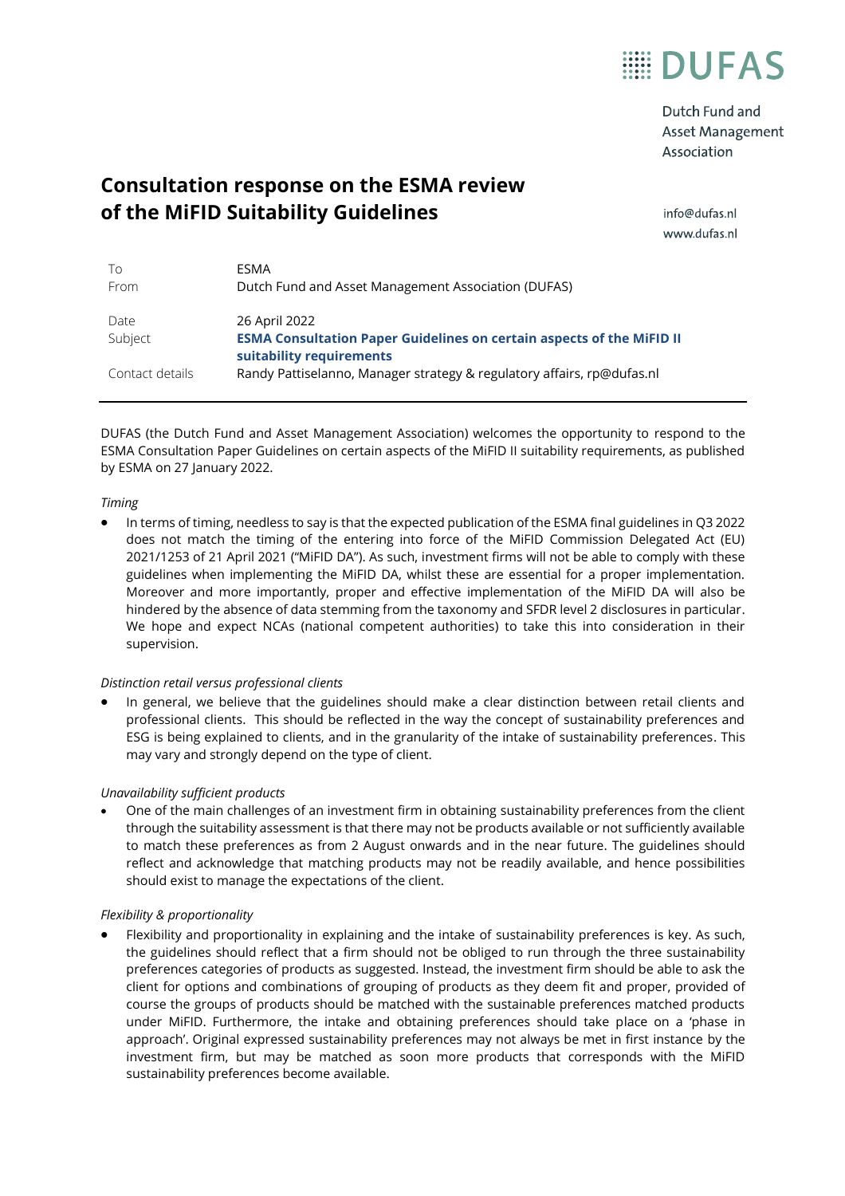DUFAS

Dutch Fund and Asset Management Association

info@dufas.nl
www.dufas.nl

# Consultation response on the ESMA review of the MiFID Suitability Guidelines

| | |
|---|---|
| To | ESMA |
| From | Dutch Fund and Asset Management Association (DUFAS) |
| Date | 26 April 2022 |
| Subject | **ESMA Consultation Paper Guidelines on certain aspects of the MiFID II suitability requirements** |
| Contact details | Randy Pattiselanno, Manager strategy & regulatory affairs, rp@dufas.nl |

DUFAS (the Dutch Fund and Asset Management Association) welcomes the opportunity to respond to the ESMA Consultation Paper Guidelines on certain aspects of the MiFID II suitability requirements, as published by ESMA on 27 January 2022.

*Timing*

- In terms of timing, needless to say is that the expected publication of the ESMA final guidelines in Q3 2022 does not match the timing of the entering into force of the MiFID Commission Delegated Act (EU) 2021/1253 of 21 April 2021 ("MiFID DA"). As such, investment firms will not be able to comply with these guidelines when implementing the MiFID DA, whilst these are essential for a proper implementation. Moreover and more importantly, proper and effective implementation of the MiFID DA will also be hindered by the absence of data stemming from the taxonomy and SFDR level 2 disclosures in particular. We hope and expect NCAs (national competent authorities) to take this into consideration in their supervision.

*Distinction retail versus professional clients*

- In general, we believe that the guidelines should make a clear distinction between retail clients and professional clients. This should be reflected in the way the concept of sustainability preferences and ESG is being explained to clients, and in the granularity of the intake of sustainability preferences. This may vary and strongly depend on the type of client.

*Unavailability sufficient products*

- One of the main challenges of an investment firm in obtaining sustainability preferences from the client through the suitability assessment is that there may not be products available or not sufficiently available to match these preferences as from 2 August onwards and in the near future. The guidelines should reflect and acknowledge that matching products may not be readily available, and hence possibilities should exist to manage the expectations of the client.

*Flexibility & proportionality*

- Flexibility and proportionality in explaining and the intake of sustainability preferences is key. As such, the guidelines should reflect that a firm should not be obliged to run through the three sustainability preferences categories of products as suggested. Instead, the investment firm should be able to ask the client for options and combinations of grouping of products as they deem fit and proper, provided of course the groups of products should be matched with the sustainable preferences matched products under MiFID. Furthermore, the intake and obtaining preferences should take place on a 'phase in approach'. Original expressed sustainability preferences may not always be met in first instance by the investment firm, but may be matched as soon more products that corresponds with the MiFID sustainability preferences become available.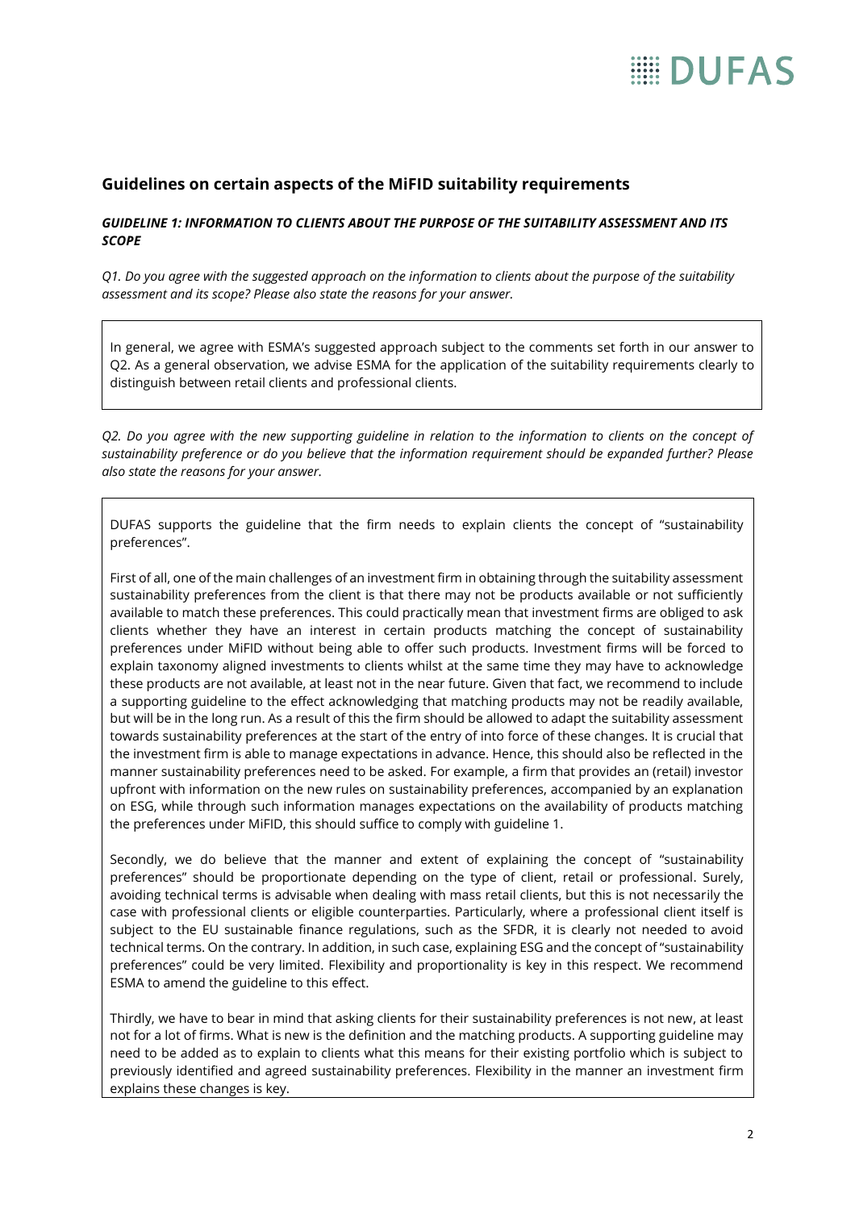## Guidelines on certain aspects of the MiFID suitability requirements

### *GUIDELINE 1: INFORMATION TO CLIENTS ABOUT THE PURPOSE OF THE SUITABILITY ASSESSMENT AND ITS SCOPE*

*Q1. Do you agree with the suggested approach on the information to clients about the purpose of the suitability assessment and its scope? Please also state the reasons for your answer.*

In general, we agree with ESMA's suggested approach subject to the comments set forth in our answer to Q2. As a general observation, we advise ESMA for the application of the suitability requirements clearly to distinguish between retail clients and professional clients.

*Q2. Do you agree with the new supporting guideline in relation to the information to clients on the concept of sustainability preference or do you believe that the information requirement should be expanded further? Please also state the reasons for your answer.*

DUFAS supports the guideline that the firm needs to explain clients the concept of "sustainability preferences".

First of all, one of the main challenges of an investment firm in obtaining through the suitability assessment sustainability preferences from the client is that there may not be products available or not sufficiently available to match these preferences. This could practically mean that investment firms are obliged to ask clients whether they have an interest in certain products matching the concept of sustainability preferences under MiFID without being able to offer such products. Investment firms will be forced to explain taxonomy aligned investments to clients whilst at the same time they may have to acknowledge these products are not available, at least not in the near future. Given that fact, we recommend to include a supporting guideline to the effect acknowledging that matching products may not be readily available, but will be in the long run. As a result of this the firm should be allowed to adapt the suitability assessment towards sustainability preferences at the start of the entry of into force of these changes. It is crucial that the investment firm is able to manage expectations in advance. Hence, this should also be reflected in the manner sustainability preferences need to be asked. For example, a firm that provides an (retail) investor upfront with information on the new rules on sustainability preferences, accompanied by an explanation on ESG, while through such information manages expectations on the availability of products matching the preferences under MiFID, this should suffice to comply with guideline 1.

Secondly, we do believe that the manner and extent of explaining the concept of "sustainability preferences" should be proportionate depending on the type of client, retail or professional. Surely, avoiding technical terms is advisable when dealing with mass retail clients, but this is not necessarily the case with professional clients or eligible counterparties. Particularly, where a professional client itself is subject to the EU sustainable finance regulations, such as the SFDR, it is clearly not needed to avoid technical terms. On the contrary. In addition, in such case, explaining ESG and the concept of "sustainability preferences" could be very limited. Flexibility and proportionality is key in this respect. We recommend ESMA to amend the guideline to this effect.

Thirdly, we have to bear in mind that asking clients for their sustainability preferences is not new, at least not for a lot of firms. What is new is the definition and the matching products. A supporting guideline may need to be added as to explain to clients what this means for their existing portfolio which is subject to previously identified and agreed sustainability preferences. Flexibility in the manner an investment firm explains these changes is key.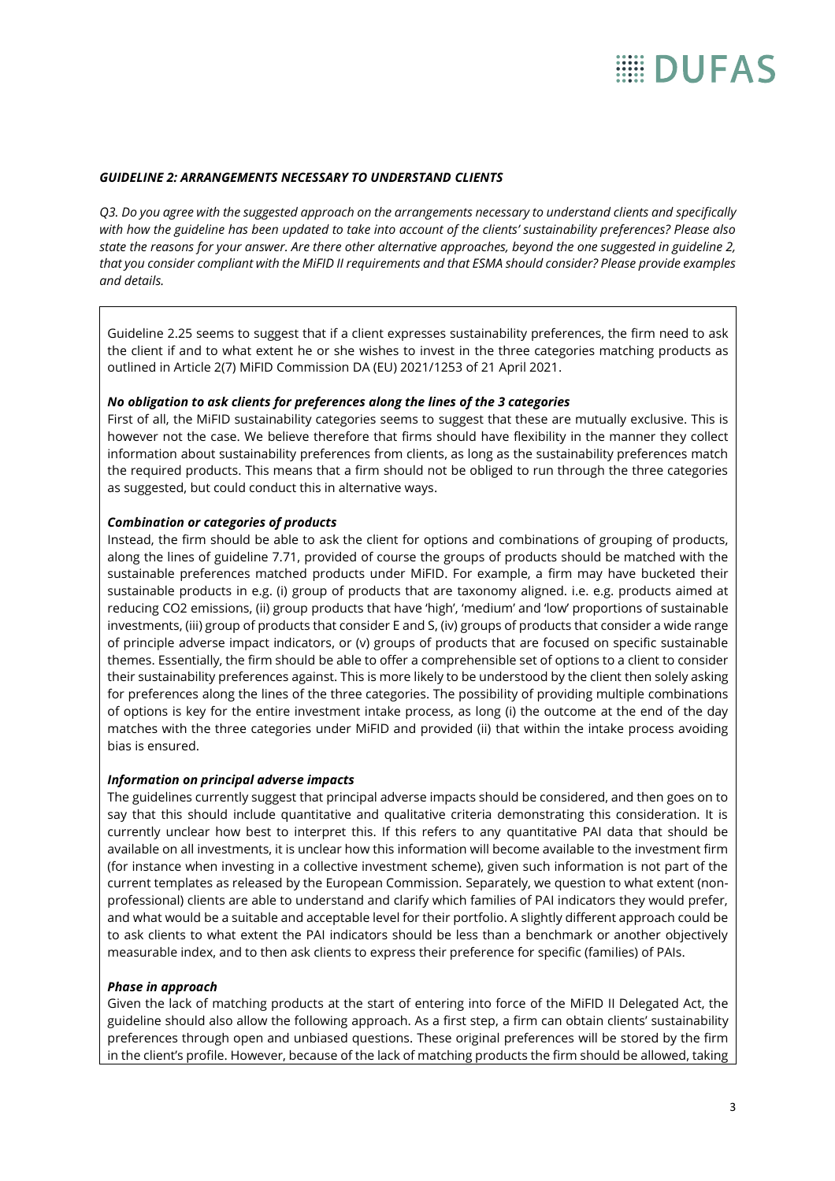### *GUIDELINE 2: ARRANGEMENTS NECESSARY TO UNDERSTAND CLIENTS*

*Q3. Do you agree with the suggested approach on the arrangements necessary to understand clients and specifically with how the guideline has been updated to take into account of the clients' sustainability preferences? Please also state the reasons for your answer. Are there other alternative approaches, beyond the one suggested in guideline 2, that you consider compliant with the MiFID II requirements and that ESMA should consider? Please provide examples and details.*

Guideline 2.25 seems to suggest that if a client expresses sustainability preferences, the firm need to ask the client if and to what extent he or she wishes to invest in the three categories matching products as outlined in Article 2(7) MiFID Commission DA (EU) 2021/1253 of 21 April 2021.

***No obligation to ask clients for preferences along the lines of the 3 categories***

First of all, the MiFID sustainability categories seems to suggest that these are mutually exclusive. This is however not the case. We believe therefore that firms should have flexibility in the manner they collect information about sustainability preferences from clients, as long as the sustainability preferences match the required products. This means that a firm should not be obliged to run through the three categories as suggested, but could conduct this in alternative ways.

***Combination or categories of products***

Instead, the firm should be able to ask the client for options and combinations of grouping of products, along the lines of guideline 7.71, provided of course the groups of products should be matched with the sustainable preferences matched products under MiFID. For example, a firm may have bucketed their sustainable products in e.g. (i) group of products that are taxonomy aligned. i.e. e.g. products aimed at reducing CO2 emissions, (ii) group products that have 'high', 'medium' and 'low' proportions of sustainable investments, (iii) group of products that consider E and S, (iv) groups of products that consider a wide range of principle adverse impact indicators, or (v) groups of products that are focused on specific sustainable themes. Essentially, the firm should be able to offer a comprehensible set of options to a client to consider their sustainability preferences against. This is more likely to be understood by the client then solely asking for preferences along the lines of the three categories. The possibility of providing multiple combinations of options is key for the entire investment intake process, as long (i) the outcome at the end of the day matches with the three categories under MiFID and provided (ii) that within the intake process avoiding bias is ensured.

***Information on principal adverse impacts***

The guidelines currently suggest that principal adverse impacts should be considered, and then goes on to say that this should include quantitative and qualitative criteria demonstrating this consideration. It is currently unclear how best to interpret this. If this refers to any quantitative PAI data that should be available on all investments, it is unclear how this information will become available to the investment firm (for instance when investing in a collective investment scheme), given such information is not part of the current templates as released by the European Commission. Separately, we question to what extent (non-professional) clients are able to understand and clarify which families of PAI indicators they would prefer, and what would be a suitable and acceptable level for their portfolio. A slightly different approach could be to ask clients to what extent the PAI indicators should be less than a benchmark or another objectively measurable index, and to then ask clients to express their preference for specific (families) of PAIs.

***Phase in approach***

Given the lack of matching products at the start of entering into force of the MiFID II Delegated Act, the guideline should also allow the following approach. As a first step, a firm can obtain clients' sustainability preferences through open and unbiased questions. These original preferences will be stored by the firm in the client's profile. However, because of the lack of matching products the firm should be allowed, taking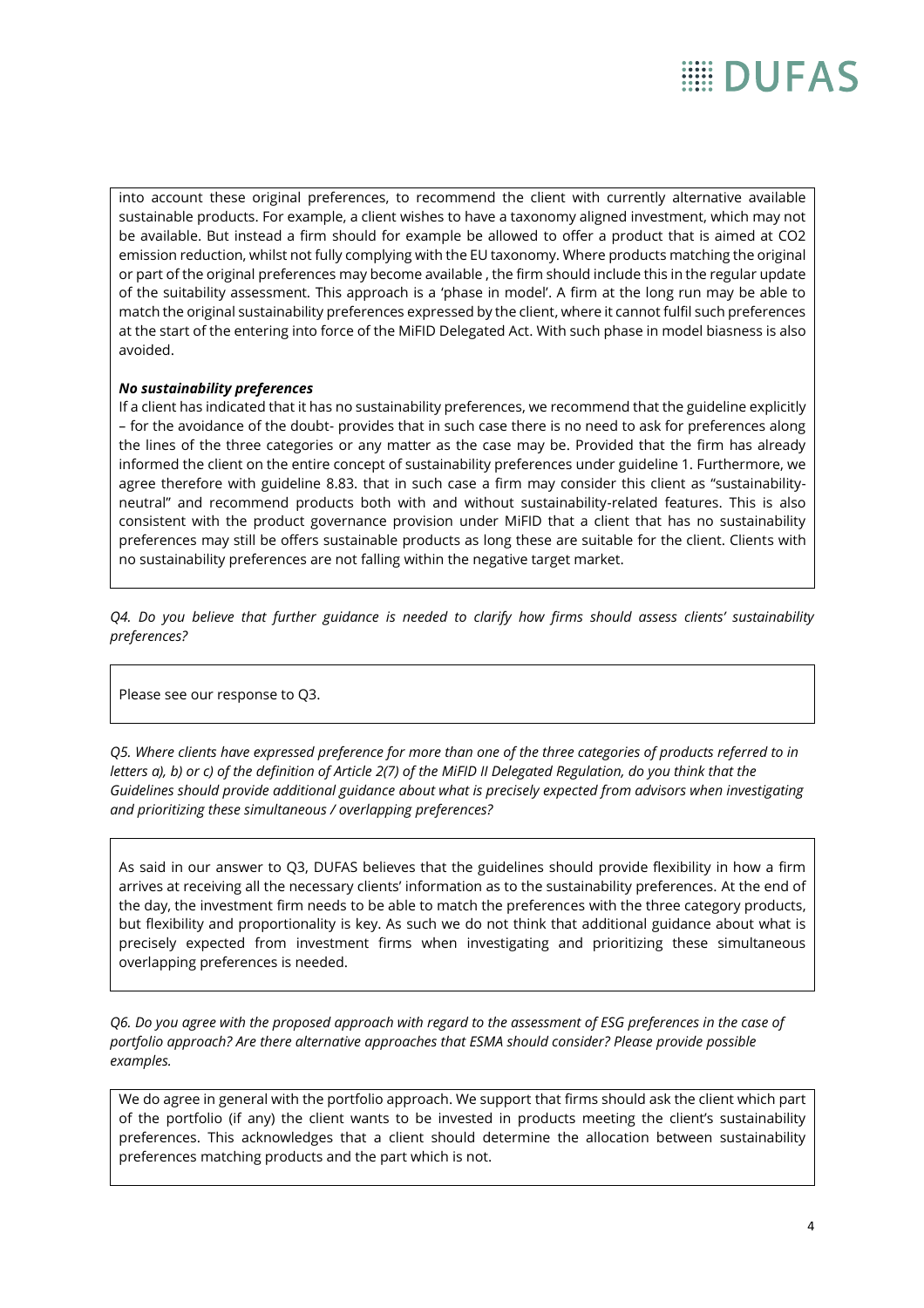into account these original preferences, to recommend the client with currently alternative available sustainable products. For example, a client wishes to have a taxonomy aligned investment, which may not be available. But instead a firm should for example be allowed to offer a product that is aimed at CO2 emission reduction, whilst not fully complying with the EU taxonomy. Where products matching the original or part of the original preferences may become available , the firm should include this in the regular update of the suitability assessment. This approach is a 'phase in model'. A firm at the long run may be able to match the original sustainability preferences expressed by the client, where it cannot fulfil such preferences at the start of the entering into force of the MiFID Delegated Act. With such phase in model biasness is also avoided.

***No sustainability preferences***

If a client has indicated that it has no sustainability preferences, we recommend that the guideline explicitly – for the avoidance of the doubt- provides that in such case there is no need to ask for preferences along the lines of the three categories or any matter as the case may be. Provided that the firm has already informed the client on the entire concept of sustainability preferences under guideline 1. Furthermore, we agree therefore with guideline 8.83. that in such case a firm may consider this client as "sustainability-neutral" and recommend products both with and without sustainability-related features. This is also consistent with the product governance provision under MiFID that a client that has no sustainability preferences may still be offers sustainable products as long these are suitable for the client. Clients with no sustainability preferences are not falling within the negative target market.

*Q4. Do you believe that further guidance is needed to clarify how firms should assess clients' sustainability preferences?*

Please see our response to Q3.

*Q5. Where clients have expressed preference for more than one of the three categories of products referred to in letters a), b) or c) of the definition of Article 2(7) of the MiFID II Delegated Regulation, do you think that the Guidelines should provide additional guidance about what is precisely expected from advisors when investigating and prioritizing these simultaneous / overlapping preferences?*

As said in our answer to Q3, DUFAS believes that the guidelines should provide flexibility in how a firm arrives at receiving all the necessary clients' information as to the sustainability preferences. At the end of the day, the investment firm needs to be able to match the preferences with the three category products, but flexibility and proportionality is key. As such we do not think that additional guidance about what is precisely expected from investment firms when investigating and prioritizing these simultaneous overlapping preferences is needed.

*Q6. Do you agree with the proposed approach with regard to the assessment of ESG preferences in the case of portfolio approach? Are there alternative approaches that ESMA should consider? Please provide possible examples.*

We do agree in general with the portfolio approach. We support that firms should ask the client which part of the portfolio (if any) the client wants to be invested in products meeting the client's sustainability preferences. This acknowledges that a client should determine the allocation between sustainability preferences matching products and the part which is not.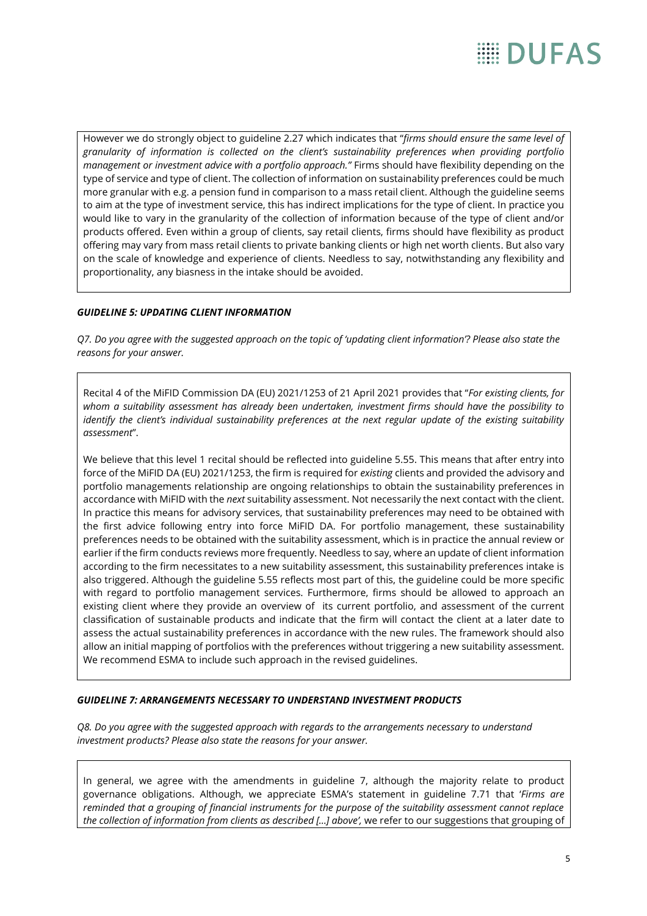However we do strongly object to guideline 2.27 which indicates that "*firms should ensure the same level of granularity of information is collected on the client's sustainability preferences when providing portfolio management or investment advice with a portfolio approach.*" Firms should have flexibility depending on the type of service and type of client. The collection of information on sustainability preferences could be much more granular with e.g. a pension fund in comparison to a mass retail client. Although the guideline seems to aim at the type of investment service, this has indirect implications for the type of client. In practice you would like to vary in the granularity of the collection of information because of the type of client and/or products offered. Even within a group of clients, say retail clients, firms should have flexibility as product offering may vary from mass retail clients to private banking clients or high net worth clients. But also vary on the scale of knowledge and experience of clients. Needless to say, notwithstanding any flexibility and proportionality, any biasness in the intake should be avoided.

***GUIDELINE 5: UPDATING CLIENT INFORMATION***

*Q7. Do you agree with the suggested approach on the topic of 'updating client information'? Please also state the reasons for your answer.*

Recital 4 of the MiFID Commission DA (EU) 2021/1253 of 21 April 2021 provides that "*For existing clients, for whom a suitability assessment has already been undertaken, investment firms should have the possibility to identify the client's individual sustainability preferences at the next regular update of the existing suitability assessment*".

We believe that this level 1 recital should be reflected into guideline 5.55. This means that after entry into force of the MiFID DA (EU) 2021/1253, the firm is required for *existing* clients and provided the advisory and portfolio managements relationship are ongoing relationships to obtain the sustainability preferences in accordance with MiFID with the *next* suitability assessment. Not necessarily the next contact with the client. In practice this means for advisory services, that sustainability preferences may need to be obtained with the first advice following entry into force MiFID DA. For portfolio management, these sustainability preferences needs to be obtained with the suitability assessment, which is in practice the annual review or earlier if the firm conducts reviews more frequently. Needless to say, where an update of client information according to the firm necessitates to a new suitability assessment, this sustainability preferences intake is also triggered. Although the guideline 5.55 reflects most part of this, the guideline could be more specific with regard to portfolio management services. Furthermore, firms should be allowed to approach an existing client where they provide an overview of its current portfolio, and assessment of the current classification of sustainable products and indicate that the firm will contact the client at a later date to assess the actual sustainability preferences in accordance with the new rules. The framework should also allow an initial mapping of portfolios with the preferences without triggering a new suitability assessment. We recommend ESMA to include such approach in the revised guidelines.

***GUIDELINE 7: ARRANGEMENTS NECESSARY TO UNDERSTAND INVESTMENT PRODUCTS***

*Q8. Do you agree with the suggested approach with regards to the arrangements necessary to understand investment products? Please also state the reasons for your answer.*

In general, we agree with the amendments in guideline 7, although the majority relate to product governance obligations. Although, we appreciate ESMA's statement in guideline 7.71 that '*Firms are reminded that a grouping of financial instruments for the purpose of the suitability assessment cannot replace the collection of information from clients as described [...] above',* we refer to our suggestions that grouping of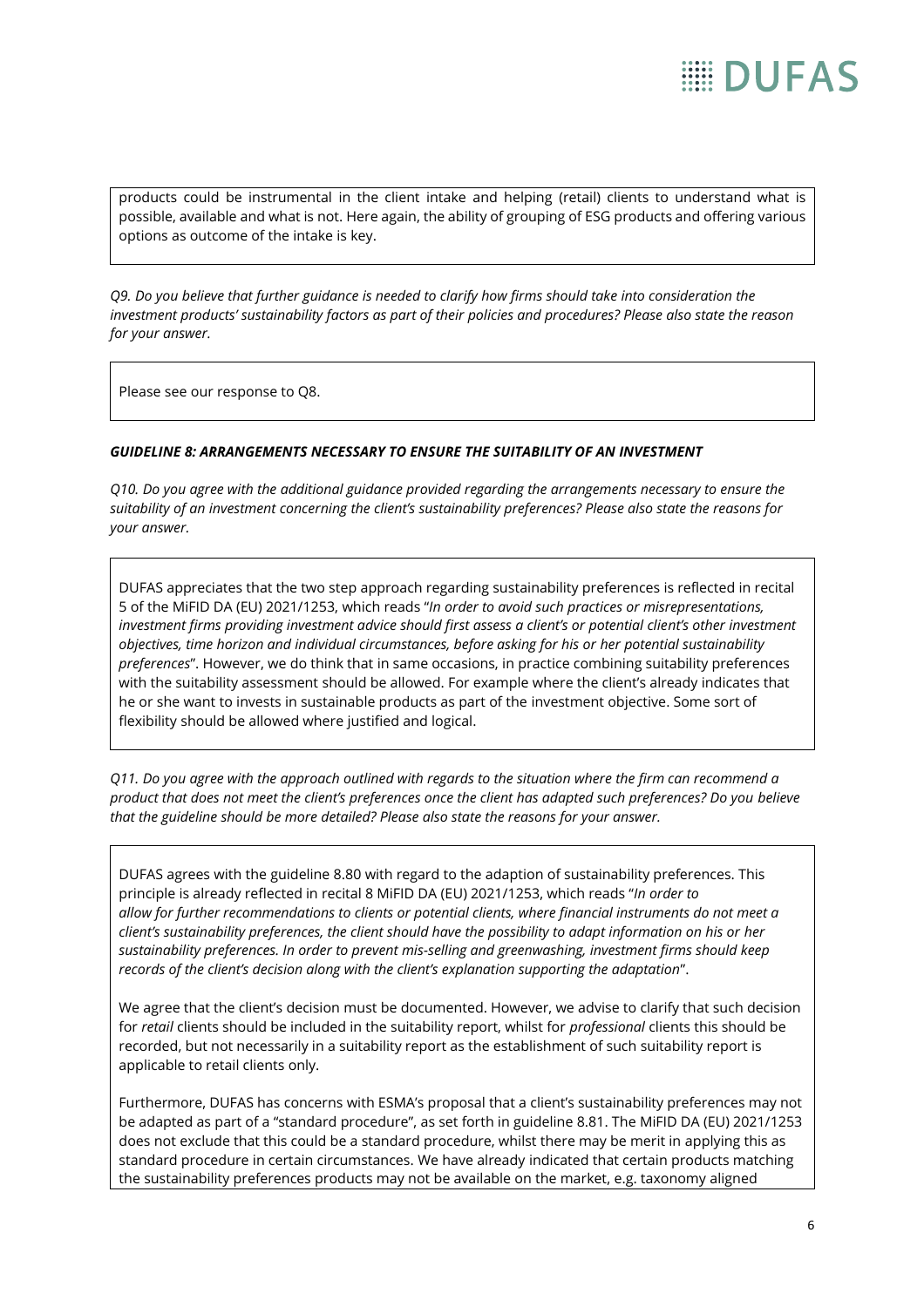products could be instrumental in the client intake and helping (retail) clients to understand what is possible, available and what is not. Here again, the ability of grouping of ESG products and offering various options as outcome of the intake is key.

*Q9. Do you believe that further guidance is needed to clarify how firms should take into consideration the investment products' sustainability factors as part of their policies and procedures? Please also state the reason for your answer.*

Please see our response to Q8.

***GUIDELINE 8: ARRANGEMENTS NECESSARY TO ENSURE THE SUITABILITY OF AN INVESTMENT***

*Q10. Do you agree with the additional guidance provided regarding the arrangements necessary to ensure the suitability of an investment concerning the client's sustainability preferences? Please also state the reasons for your answer.*

DUFAS appreciates that the two step approach regarding sustainability preferences is reflected in recital 5 of the MiFID DA (EU) 2021/1253, which reads "*In order to avoid such practices or misrepresentations, investment firms providing investment advice should first assess a client's or potential client's other investment objectives, time horizon and individual circumstances, before asking for his or her potential sustainability preferences*". However, we do think that in same occasions, in practice combining suitability preferences with the suitability assessment should be allowed. For example where the client's already indicates that he or she want to invests in sustainable products as part of the investment objective. Some sort of flexibility should be allowed where justified and logical.

*Q11. Do you agree with the approach outlined with regards to the situation where the firm can recommend a product that does not meet the client's preferences once the client has adapted such preferences? Do you believe that the guideline should be more detailed? Please also state the reasons for your answer.*

DUFAS agrees with the guideline 8.80 with regard to the adaption of sustainability preferences. This principle is already reflected in recital 8 MiFID DA (EU) 2021/1253, which reads "*In order to allow for further recommendations to clients or potential clients, where financial instruments do not meet a client's sustainability preferences, the client should have the possibility to adapt information on his or her sustainability preferences. In order to prevent mis-selling and greenwashing, investment firms should keep records of the client's decision along with the client's explanation supporting the adaptation*".

We agree that the client's decision must be documented. However, we advise to clarify that such decision for *retail* clients should be included in the suitability report, whilst for *professional* clients this should be recorded, but not necessarily in a suitability report as the establishment of such suitability report is applicable to retail clients only.

Furthermore, DUFAS has concerns with ESMA's proposal that a client's sustainability preferences may not be adapted as part of a "standard procedure", as set forth in guideline 8.81. The MiFID DA (EU) 2021/1253 does not exclude that this could be a standard procedure, whilst there may be merit in applying this as standard procedure in certain circumstances. We have already indicated that certain products matching the sustainability preferences products may not be available on the market, e.g. taxonomy aligned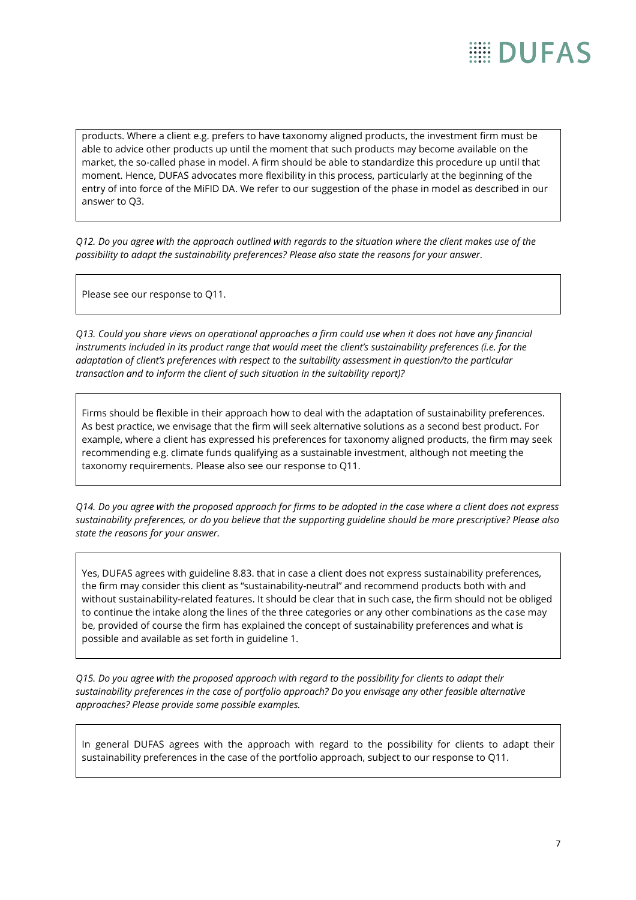products. Where a client e.g. prefers to have taxonomy aligned products, the investment firm must be able to advice other products up until the moment that such products may become available on the market, the so-called phase in model. A firm should be able to standardize this procedure up until that moment. Hence, DUFAS advocates more flexibility in this process, particularly at the beginning of the entry of into force of the MiFID DA. We refer to our suggestion of the phase in model as described in our answer to Q3.

*Q12. Do you agree with the approach outlined with regards to the situation where the client makes use of the possibility to adapt the sustainability preferences? Please also state the reasons for your answer.*

Please see our response to Q11.

*Q13. Could you share views on operational approaches a firm could use when it does not have any financial instruments included in its product range that would meet the client's sustainability preferences (i.e. for the adaptation of client's preferences with respect to the suitability assessment in question/to the particular transaction and to inform the client of such situation in the suitability report)?*

Firms should be flexible in their approach how to deal with the adaptation of sustainability preferences. As best practice, we envisage that the firm will seek alternative solutions as a second best product. For example, where a client has expressed his preferences for taxonomy aligned products, the firm may seek recommending e.g. climate funds qualifying as a sustainable investment, although not meeting the taxonomy requirements. Please also see our response to Q11.

*Q14. Do you agree with the proposed approach for firms to be adopted in the case where a client does not express sustainability preferences, or do you believe that the supporting guideline should be more prescriptive? Please also state the reasons for your answer.*

Yes, DUFAS agrees with guideline 8.83. that in case a client does not express sustainability preferences, the firm may consider this client as "sustainability-neutral" and recommend products both with and without sustainability-related features. It should be clear that in such case, the firm should not be obliged to continue the intake along the lines of the three categories or any other combinations as the case may be, provided of course the firm has explained the concept of sustainability preferences and what is possible and available as set forth in guideline 1.

*Q15. Do you agree with the proposed approach with regard to the possibility for clients to adapt their sustainability preferences in the case of portfolio approach? Do you envisage any other feasible alternative approaches? Please provide some possible examples.*

In general DUFAS agrees with the approach with regard to the possibility for clients to adapt their sustainability preferences in the case of the portfolio approach, subject to our response to Q11.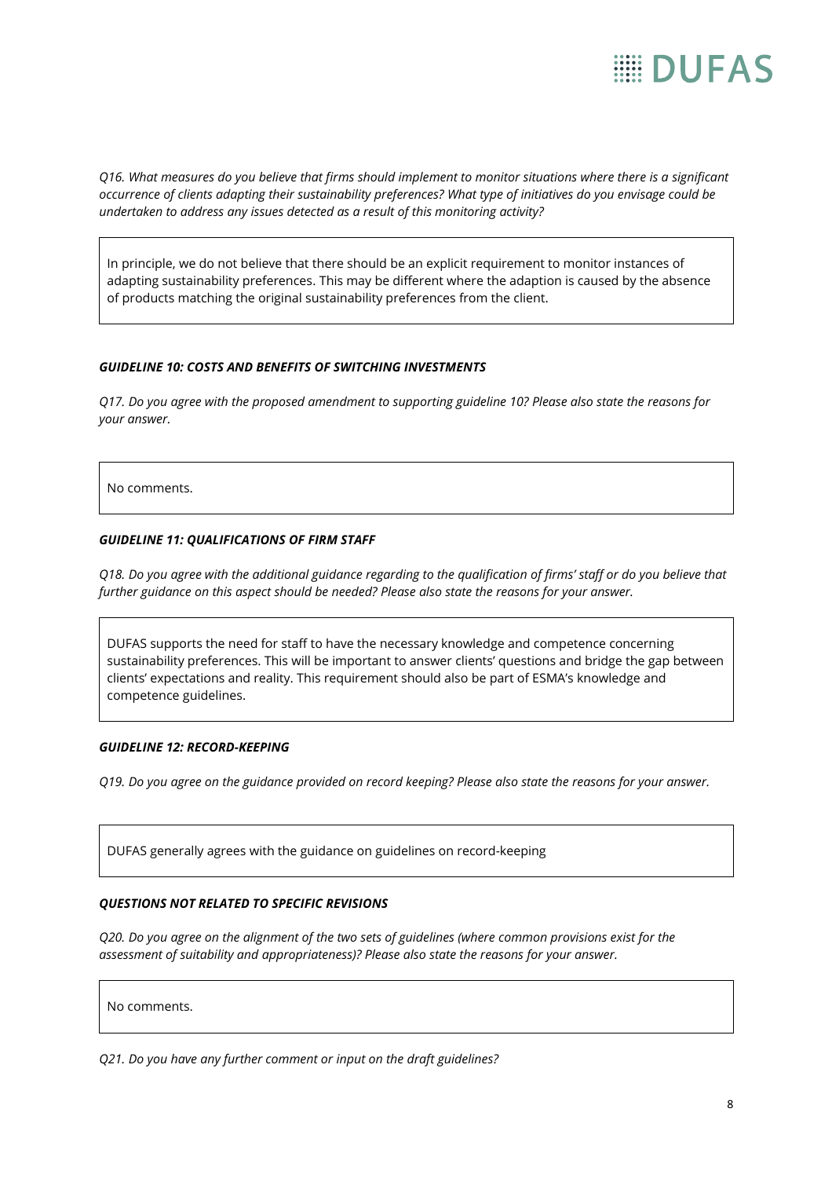*Q16. What measures do you believe that firms should implement to monitor situations where there is a significant occurrence of clients adapting their sustainability preferences? What type of initiatives do you envisage could be undertaken to address any issues detected as a result of this monitoring activity?*

In principle, we do not believe that there should be an explicit requirement to monitor instances of adapting sustainability preferences. This may be different where the adaption is caused by the absence of products matching the original sustainability preferences from the client.

***GUIDELINE 10: COSTS AND BENEFITS OF SWITCHING INVESTMENTS***

*Q17. Do you agree with the proposed amendment to supporting guideline 10? Please also state the reasons for your answer.*

No comments.

***GUIDELINE 11: QUALIFICATIONS OF FIRM STAFF***

*Q18. Do you agree with the additional guidance regarding to the qualification of firms' staff or do you believe that further guidance on this aspect should be needed? Please also state the reasons for your answer.*

DUFAS supports the need for staff to have the necessary knowledge and competence concerning sustainability preferences. This will be important to answer clients' questions and bridge the gap between clients' expectations and reality. This requirement should also be part of ESMA's knowledge and competence guidelines.

***GUIDELINE 12: RECORD-KEEPING***

*Q19. Do you agree on the guidance provided on record keeping? Please also state the reasons for your answer.*

DUFAS generally agrees with the guidance on guidelines on record-keeping

***QUESTIONS NOT RELATED TO SPECIFIC REVISIONS***

*Q20. Do you agree on the alignment of the two sets of guidelines (where common provisions exist for the assessment of suitability and appropriateness)? Please also state the reasons for your answer.*

No comments.

*Q21. Do you have any further comment or input on the draft guidelines?*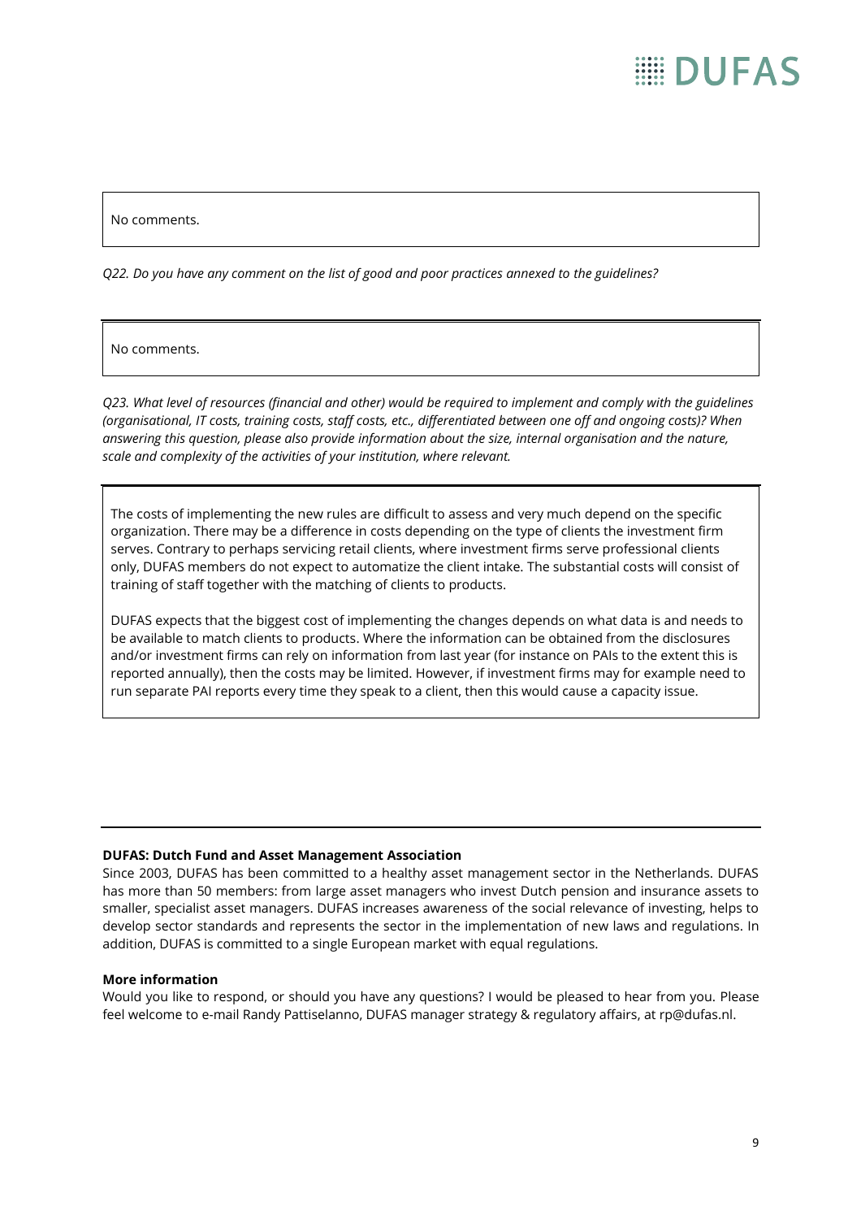No comments.

*Q22. Do you have any comment on the list of good and poor practices annexed to the guidelines?*

No comments.

*Q23. What level of resources (financial and other) would be required to implement and comply with the guidelines (organisational, IT costs, training costs, staff costs, etc., differentiated between one off and ongoing costs)? When answering this question, please also provide information about the size, internal organisation and the nature, scale and complexity of the activities of your institution, where relevant.*

The costs of implementing the new rules are difficult to assess and very much depend on the specific organization. There may be a difference in costs depending on the type of clients the investment firm serves. Contrary to perhaps servicing retail clients, where investment firms serve professional clients only, DUFAS members do not expect to automatize the client intake. The substantial costs will consist of training of staff together with the matching of clients to products.

DUFAS expects that the biggest cost of implementing the changes depends on what data is and needs to be available to match clients to products. Where the information can be obtained from the disclosures and/or investment firms can rely on information from last year (for instance on PAIs to the extent this is reported annually), then the costs may be limited. However, if investment firms may for example need to run separate PAI reports every time they speak to a client, then this would cause a capacity issue.

---

**DUFAS: Dutch Fund and Asset Management Association**

Since 2003, DUFAS has been committed to a healthy asset management sector in the Netherlands. DUFAS has more than 50 members: from large asset managers who invest Dutch pension and insurance assets to smaller, specialist asset managers. DUFAS increases awareness of the social relevance of investing, helps to develop sector standards and represents the sector in the implementation of new laws and regulations. In addition, DUFAS is committed to a single European market with equal regulations.

**More information**

Would you like to respond, or should you have any questions? I would be pleased to hear from you. Please feel welcome to e-mail Randy Pattiselanno, DUFAS manager strategy & regulatory affairs, at rp@dufas.nl.